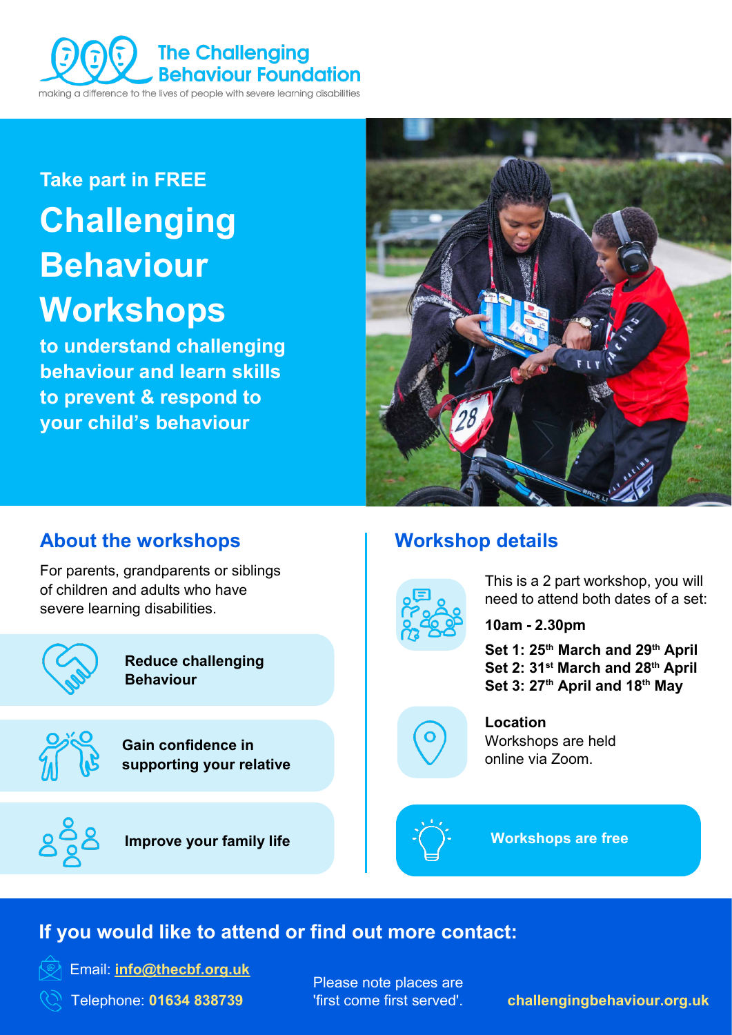**The Challenging Behaviour Foundation**

making a difference to the lives of people with severe learning disabilities

**Take part in FREE**

# Challenging Behaviour Workshops

**to understand challenging behaviour and learn skills to prevent & respond to your child's behaviour**

## About the workshops

For parents, grandparents or siblings of children and adults who have severe learning disabilities.

- **Reduce challenging Behaviour**
- **Gain confidence in supporting your relative**
- **Improve your family life**

## Workshop details

This is a 2 part workshop, you will need to attend both dates of a set:

**10am - 2.30pm**

**Set 1: 25th March and 29th April**
**Set 2: 31st March and 28th April**
**Set 3: 27th April and 18th May**

**Location**
Workshops are held online via Zoom.

**Workshops are free**

## If you would like to attend or find out more contact:

Email: **info@thecbf.org.uk**

Telephone: **01634 838739**

Please note places are 'first come first served'.

**challengingbehaviour.org.uk**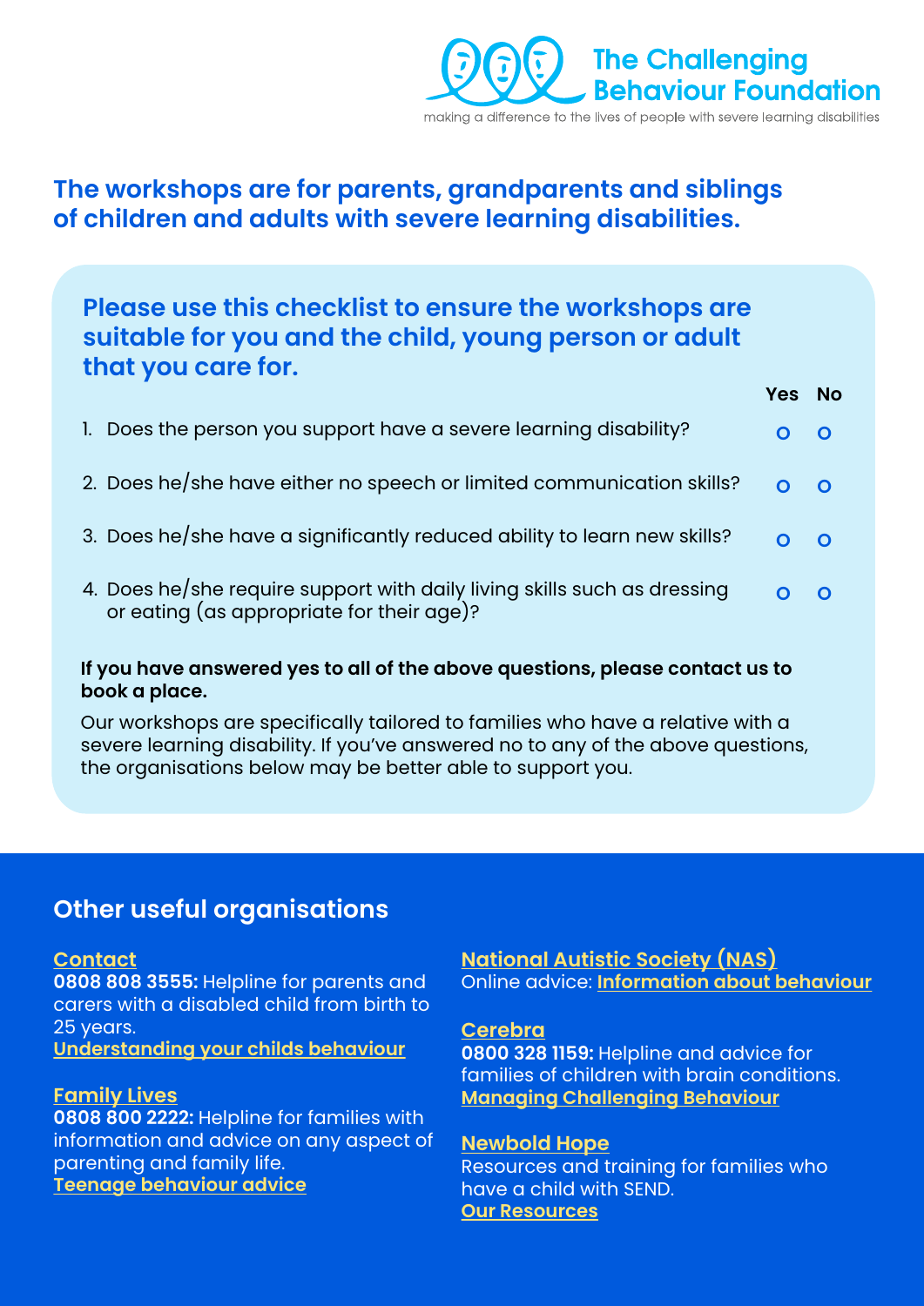The Challenging Behaviour Foundation

making a difference to the lives of people with severe learning disabilities

## The workshops are for parents, grandparents and siblings of children and adults with severe learning disabilities.

### Please use this checklist to ensure the workshops are suitable for you and the child, young person or adult that you care for.

| | Yes | No |
|---|---|---|
| 1. Does the person you support have a severe learning disability? | o | o |
| 2. Does he/she have either no speech or limited communication skills? | o | o |
| 3. Does he/she have a significantly reduced ability to learn new skills? | o | o |
| 4. Does he/she require support with daily living skills such as dressing or eating (as appropriate for their age)? | o | o |

**If you have answered yes to all of the above questions, please contact us to book a place.**

Our workshops are specifically tailored to families who have a relative with a severe learning disability. If you've answered no to any of the above questions, the organisations below may be better able to support you.

## Other useful organisations

**Contact**
**0808 808 3555:** Helpline for parents and carers with a disabled child from birth to 25 years.
**Understanding your childs behaviour**

**Family Lives**
**0808 800 2222:** Helpline for families with information and advice on any aspect of parenting and family life.
**Teenage behaviour advice**

**National Autistic Society (NAS)**
Online advice: **Information about behaviour**

**Cerebra**
**0800 328 1159:** Helpline and advice for families of children with brain conditions.
**Managing Challenging Behaviour**

**Newbold Hope**
Resources and training for families who have a child with SEND.
**Our Resources**